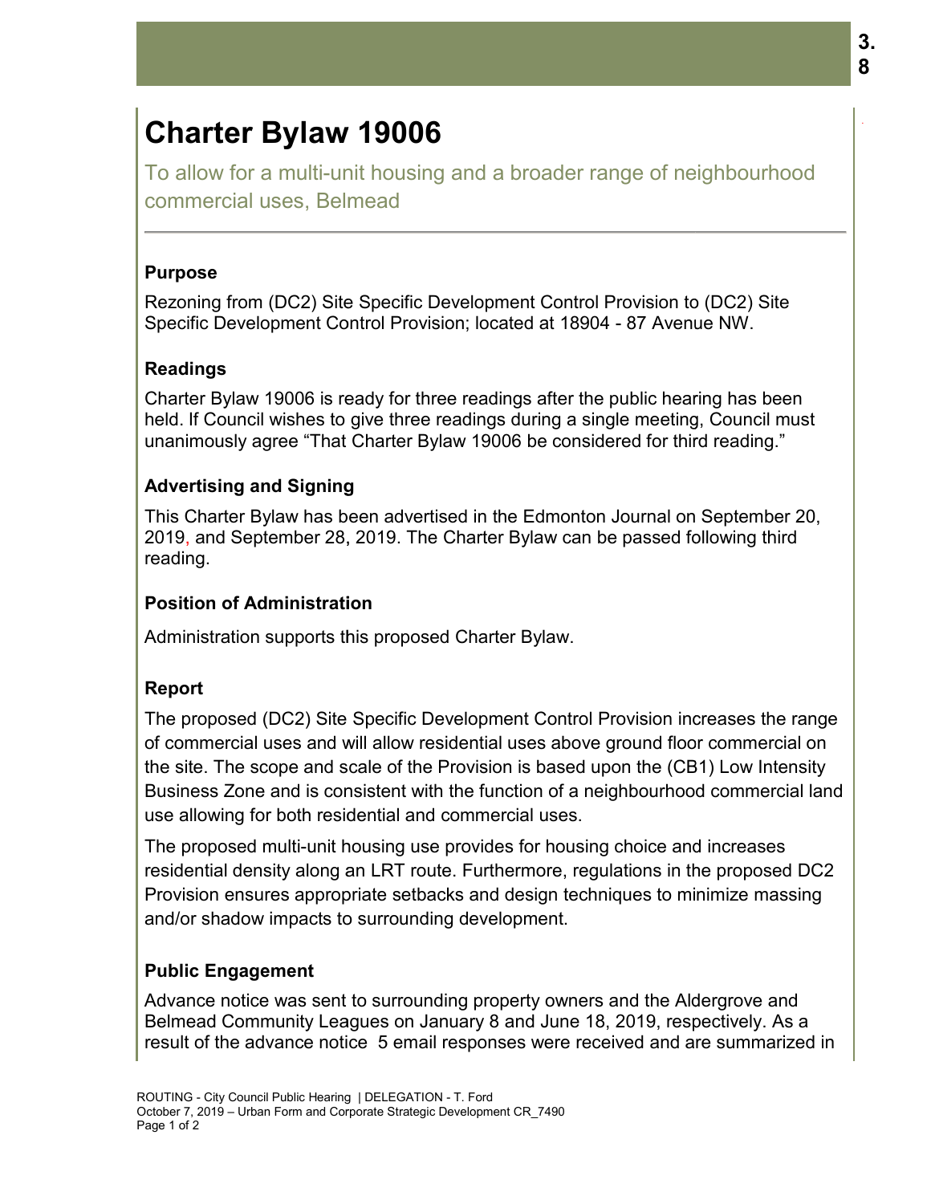# Charter Bylaw 19006

To allow for a multi-unit housing and a broader range of neighbourhood commercial uses, Belmead

### Purpose

Rezoning from (DC2) Site Specific Development Control Provision to (DC2) Site Specific Development Control Provision; located at 18904 - 87 Avenue NW.

### Readings

Charter Bylaw 19006 is ready for three readings after the public hearing has been held. If Council wishes to give three readings during a single meeting, Council must unanimously agree "That Charter Bylaw 19006 be considered for third reading."

### Advertising and Signing

This Charter Bylaw has been advertised in the Edmonton Journal on September 20, 2019, and September 28, 2019. The Charter Bylaw can be passed following third reading.

### Position of Administration

Administration supports this proposed Charter Bylaw.

### Report

The proposed (DC2) Site Specific Development Control Provision increases the range of commercial uses and will allow residential uses above ground floor commercial on the site. The scope and scale of the Provision is based upon the (CB1) Low Intensity Business Zone and is consistent with the function of a neighbourhood commercial land use allowing for both residential and commercial uses.

The proposed multi-unit housing use provides for housing choice and increases residential density along an LRT route. Furthermore, regulations in the proposed DC2 Provision ensures appropriate setbacks and design techniques to minimize massing and/or shadow impacts to surrounding development.

### Public Engagement

Advance notice was sent to surrounding property owners and the Aldergrove and Belmead Community Leagues on January 8 and June 18, 2019, respectively. As a result of the advance notice 5 email responses were received and are summarized in

ROUTING - City Council Public Hearing | DELEGATION - T. Ford
October 7, 2019 – Urban Form and Corporate Strategic Development CR_7490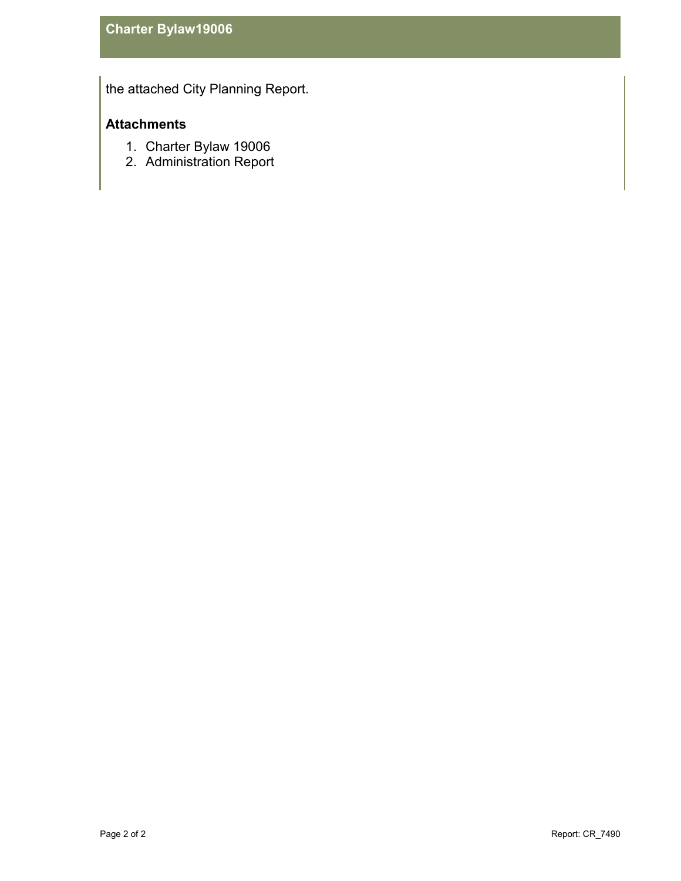the attached City Planning Report.

## Attachments

1. Charter Bylaw 19006
2. Administration Report